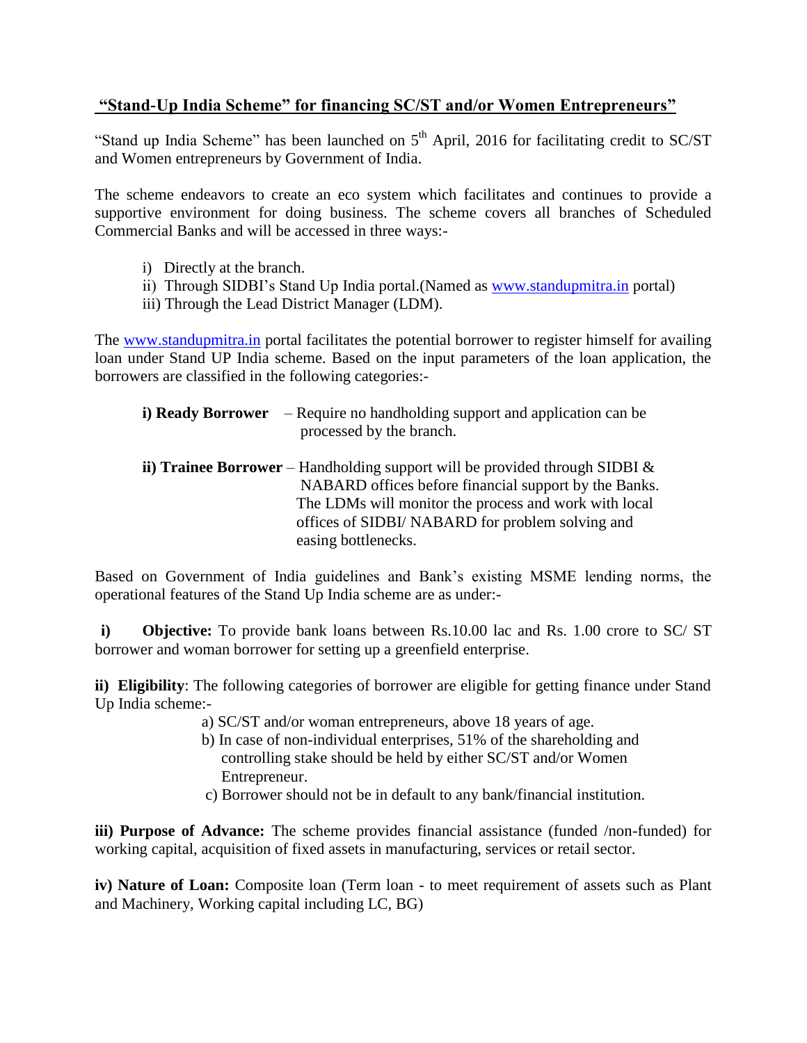## "Stand-Up India Scheme" for financing SC/ST and/or Women Entrepreneurs"

"Stand up India Scheme" has been launched on 5th April, 2016 for facilitating credit to SC/ST and Women entrepreneurs by Government of India.

The scheme endeavors to create an eco system which facilitates and continues to provide a supportive environment for doing business. The scheme covers all branches of Scheduled Commercial Banks and will be accessed in three ways:-

i) Directly at the branch.
ii) Through SIDBI's Stand Up India portal.(Named as www.standupmitra.in portal)
iii) Through the Lead District Manager (LDM).

The www.standupmitra.in portal facilitates the potential borrower to register himself for availing loan under Stand UP India scheme. Based on the input parameters of the loan application, the borrowers are classified in the following categories:-

**i) Ready Borrower** – Require no handholding support and application can be processed by the branch.

**ii) Trainee Borrower** – Handholding support will be provided through SIDBI & NABARD offices before financial support by the Banks. The LDMs will monitor the process and work with local offices of SIDBI/ NABARD for problem solving and easing bottlenecks.

Based on Government of India guidelines and Bank's existing MSME lending norms, the operational features of the Stand Up India scheme are as under:-

**i) Objective:** To provide bank loans between Rs.10.00 lac and Rs. 1.00 crore to SC/ ST borrower and woman borrower for setting up a greenfield enterprise.

**ii) Eligibility**: The following categories of borrower are eligible for getting finance under Stand Up India scheme:-

a) SC/ST and/or woman entrepreneurs, above 18 years of age.
b) In case of non-individual enterprises, 51% of the shareholding and controlling stake should be held by either SC/ST and/or Women Entrepreneur.
c) Borrower should not be in default to any bank/financial institution.

**iii) Purpose of Advance:** The scheme provides financial assistance (funded /non-funded) for working capital, acquisition of fixed assets in manufacturing, services or retail sector.

**iv) Nature of Loan:** Composite loan (Term loan - to meet requirement of assets such as Plant and Machinery, Working capital including LC, BG)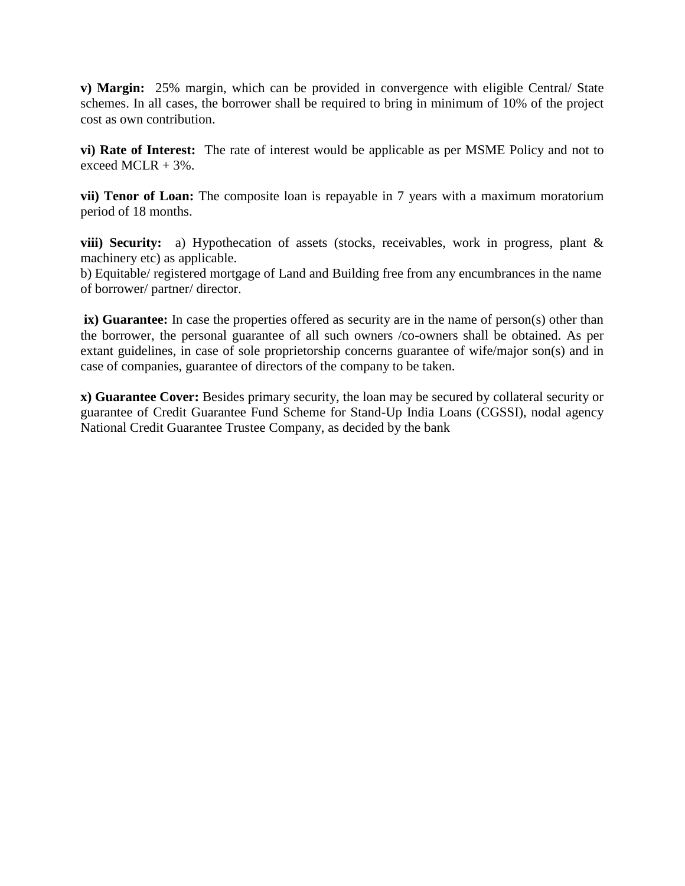**v) Margin:** 25% margin, which can be provided in convergence with eligible Central/ State schemes. In all cases, the borrower shall be required to bring in minimum of 10% of the project cost as own contribution.

**vi) Rate of Interest:** The rate of interest would be applicable as per MSME Policy and not to exceed MCLR + 3%.

**vii) Tenor of Loan:** The composite loan is repayable in 7 years with a maximum moratorium period of 18 months.

**viii) Security:** a) Hypothecation of assets (stocks, receivables, work in progress, plant & machinery etc) as applicable.
b) Equitable/ registered mortgage of Land and Building free from any encumbrances in the name of borrower/ partner/ director.

**ix) Guarantee:** In case the properties offered as security are in the name of person(s) other than the borrower, the personal guarantee of all such owners /co-owners shall be obtained. As per extant guidelines, in case of sole proprietorship concerns guarantee of wife/major son(s) and in case of companies, guarantee of directors of the company to be taken.

**x) Guarantee Cover:** Besides primary security, the loan may be secured by collateral security or guarantee of Credit Guarantee Fund Scheme for Stand-Up India Loans (CGSSI), nodal agency National Credit Guarantee Trustee Company, as decided by the bank